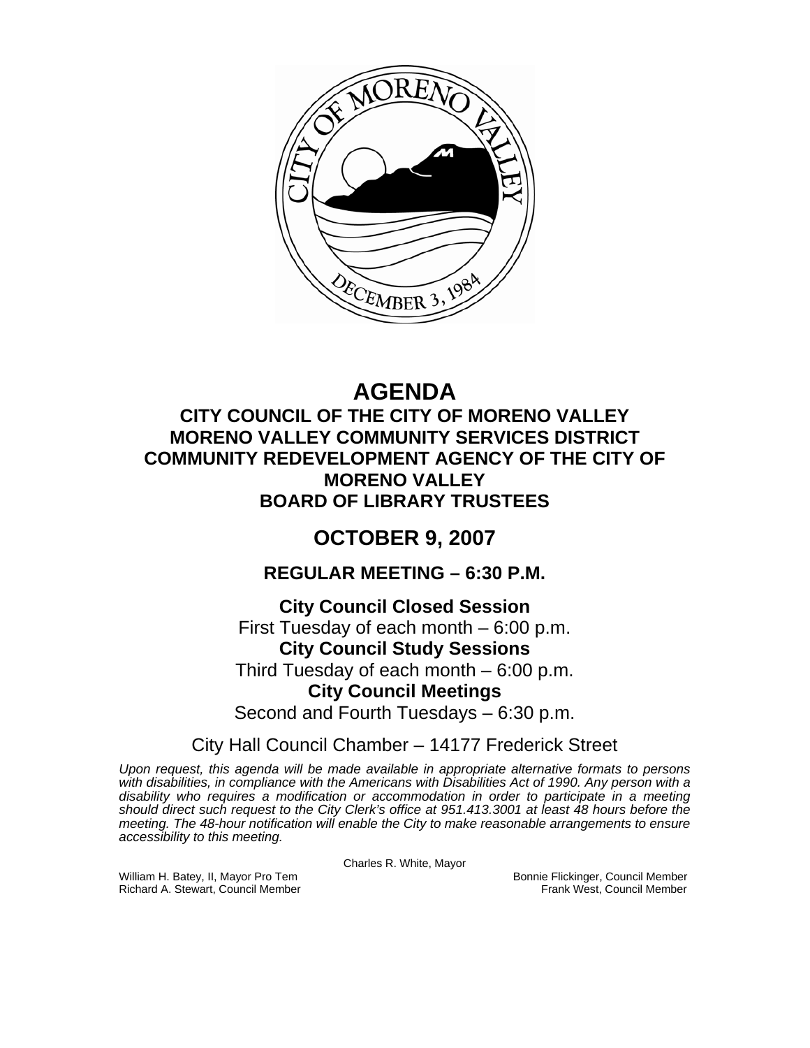# AGENDA

## CITY COUNCIL OF THE CITY OF MORENO VALLEY
## MORENO VALLEY COMMUNITY SERVICES DISTRICT
## COMMUNITY REDEVELOPMENT AGENCY OF THE CITY OF MORENO VALLEY
## BOARD OF LIBRARY TRUSTEES

## OCTOBER 9, 2007

### REGULAR MEETING – 6:30 P.M.

**City Council Closed Session**
First Tuesday of each month – 6:00 p.m.
**City Council Study Sessions**
Third Tuesday of each month – 6:00 p.m.
**City Council Meetings**
Second and Fourth Tuesdays – 6:30 p.m.

City Hall Council Chamber – 14177 Frederick Street

*Upon request, this agenda will be made available in appropriate alternative formats to persons with disabilities, in compliance with the Americans with Disabilities Act of 1990. Any person with a disability who requires a modification or accommodation in order to participate in a meeting should direct such request to the City Clerk's office at 951.413.3001 at least 48 hours before the meeting. The 48-hour notification will enable the City to make reasonable arrangements to ensure accessibility to this meeting.*

Charles R. White, Mayor

William H. Batey, II, Mayor Pro Tem
Bonnie Flickinger, Council Member
Richard A. Stewart, Council Member
Frank West, Council Member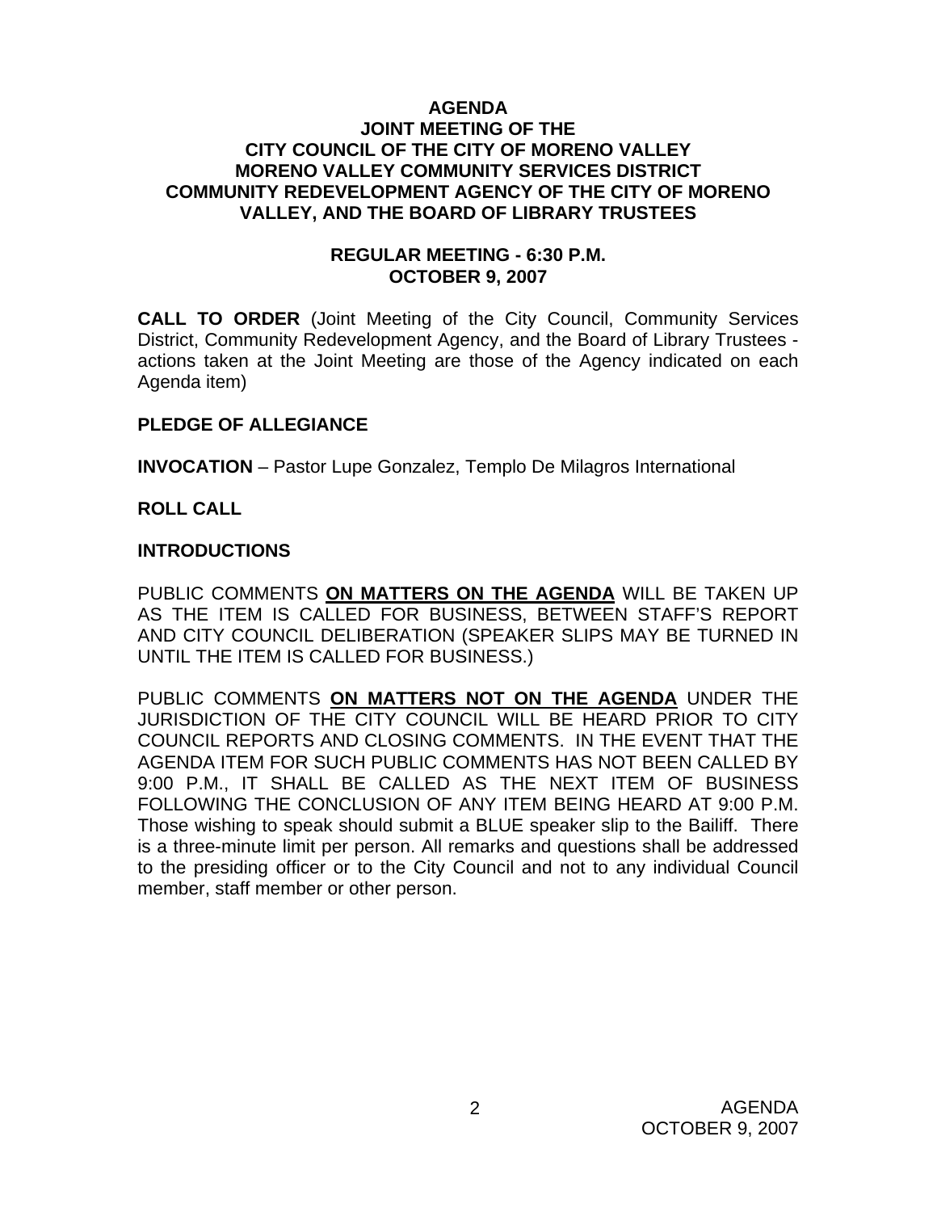**AGENDA**
**JOINT MEETING OF THE**
**CITY COUNCIL OF THE CITY OF MORENO VALLEY**
**MORENO VALLEY COMMUNITY SERVICES DISTRICT**
**COMMUNITY REDEVELOPMENT AGENCY OF THE CITY OF MORENO VALLEY, AND THE BOARD OF LIBRARY TRUSTEES**

**REGULAR MEETING - 6:30 P.M.**
**OCTOBER 9, 2007**

**CALL TO ORDER** (Joint Meeting of the City Council, Community Services District, Community Redevelopment Agency, and the Board of Library Trustees - actions taken at the Joint Meeting are those of the Agency indicated on each Agenda item)

**PLEDGE OF ALLEGIANCE**

**INVOCATION** – Pastor Lupe Gonzalez, Templo De Milagros International

**ROLL CALL**

**INTRODUCTIONS**

PUBLIC COMMENTS **<u>ON MATTERS ON THE AGENDA</u>** WILL BE TAKEN UP AS THE ITEM IS CALLED FOR BUSINESS, BETWEEN STAFF'S REPORT AND CITY COUNCIL DELIBERATION (SPEAKER SLIPS MAY BE TURNED IN UNTIL THE ITEM IS CALLED FOR BUSINESS.)

PUBLIC COMMENTS **<u>ON MATTERS NOT ON THE AGENDA</u>** UNDER THE JURISDICTION OF THE CITY COUNCIL WILL BE HEARD PRIOR TO CITY COUNCIL REPORTS AND CLOSING COMMENTS. IN THE EVENT THAT THE AGENDA ITEM FOR SUCH PUBLIC COMMENTS HAS NOT BEEN CALLED BY 9:00 P.M., IT SHALL BE CALLED AS THE NEXT ITEM OF BUSINESS FOLLOWING THE CONCLUSION OF ANY ITEM BEING HEARD AT 9:00 P.M. Those wishing to speak should submit a BLUE speaker slip to the Bailiff. There is a three-minute limit per person. All remarks and questions shall be addressed to the presiding officer or to the City Council and not to any individual Council member, staff member or other person.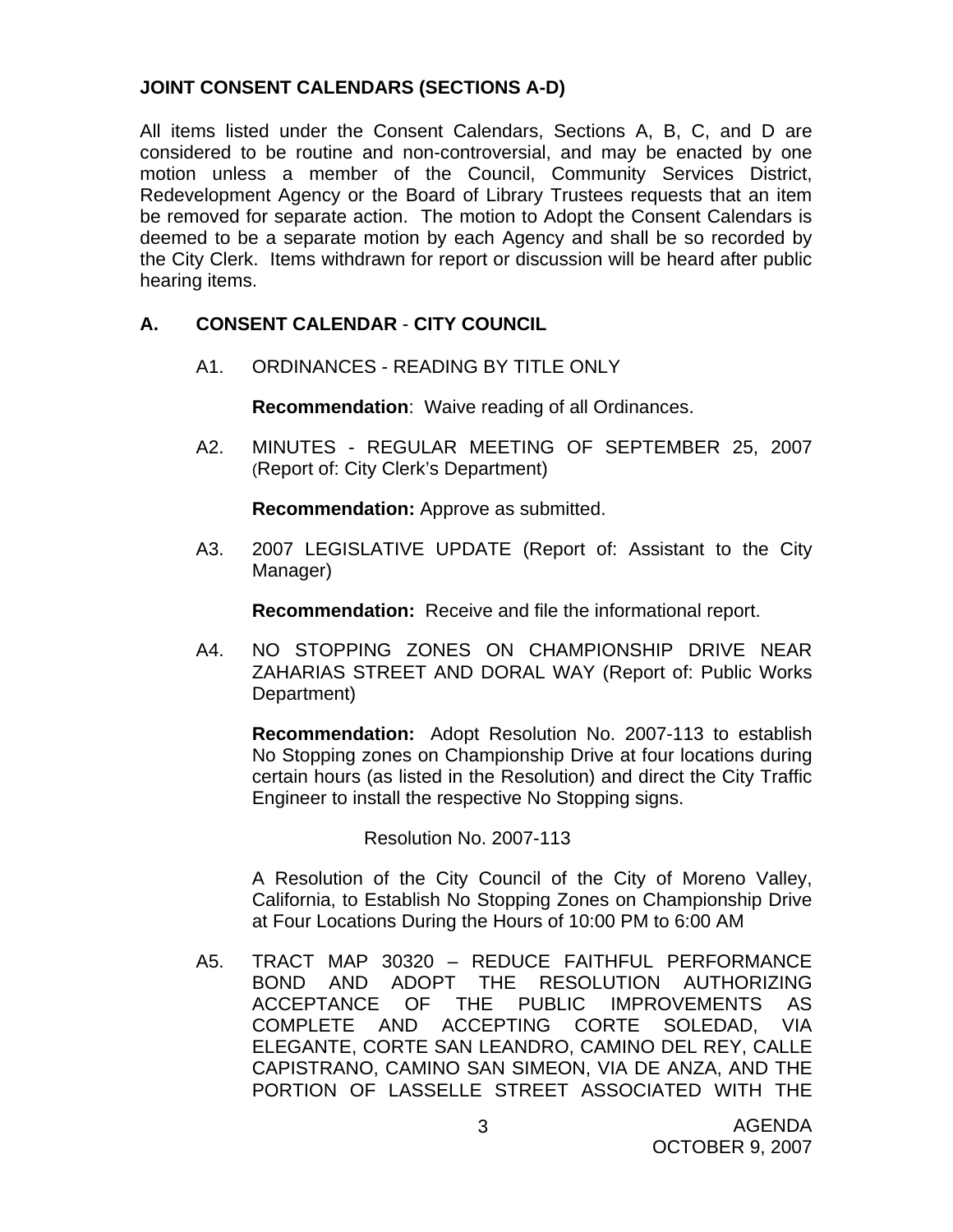## JOINT CONSENT CALENDARS (SECTIONS A-D)

All items listed under the Consent Calendars, Sections A, B, C, and D are considered to be routine and non-controversial, and may be enacted by one motion unless a member of the Council, Community Services District, Redevelopment Agency or the Board of Library Trustees requests that an item be removed for separate action. The motion to Adopt the Consent Calendars is deemed to be a separate motion by each Agency and shall be so recorded by the City Clerk. Items withdrawn for report or discussion will be heard after public hearing items.

## A. CONSENT CALENDAR - CITY COUNCIL

A1. ORDINANCES - READING BY TITLE ONLY

**Recommendation**: Waive reading of all Ordinances.

A2. MINUTES - REGULAR MEETING OF SEPTEMBER 25, 2007 (Report of: City Clerk's Department)

**Recommendation:** Approve as submitted.

A3. 2007 LEGISLATIVE UPDATE (Report of: Assistant to the City Manager)

**Recommendation:** Receive and file the informational report.

A4. NO STOPPING ZONES ON CHAMPIONSHIP DRIVE NEAR ZAHARIAS STREET AND DORAL WAY (Report of: Public Works Department)

**Recommendation:** Adopt Resolution No. 2007-113 to establish No Stopping zones on Championship Drive at four locations during certain hours (as listed in the Resolution) and direct the City Traffic Engineer to install the respective No Stopping signs.

Resolution No. 2007-113

A Resolution of the City Council of the City of Moreno Valley, California, to Establish No Stopping Zones on Championship Drive at Four Locations During the Hours of 10:00 PM to 6:00 AM

A5. TRACT MAP 30320 – REDUCE FAITHFUL PERFORMANCE BOND AND ADOPT THE RESOLUTION AUTHORIZING ACCEPTANCE OF THE PUBLIC IMPROVEMENTS AS COMPLETE AND ACCEPTING CORTE SOLEDAD, VIA ELEGANTE, CORTE SAN LEANDRO, CAMINO DEL REY, CALLE CAPISTRANO, CAMINO SAN SIMEON, VIA DE ANZA, AND THE PORTION OF LASSELLE STREET ASSOCIATED WITH THE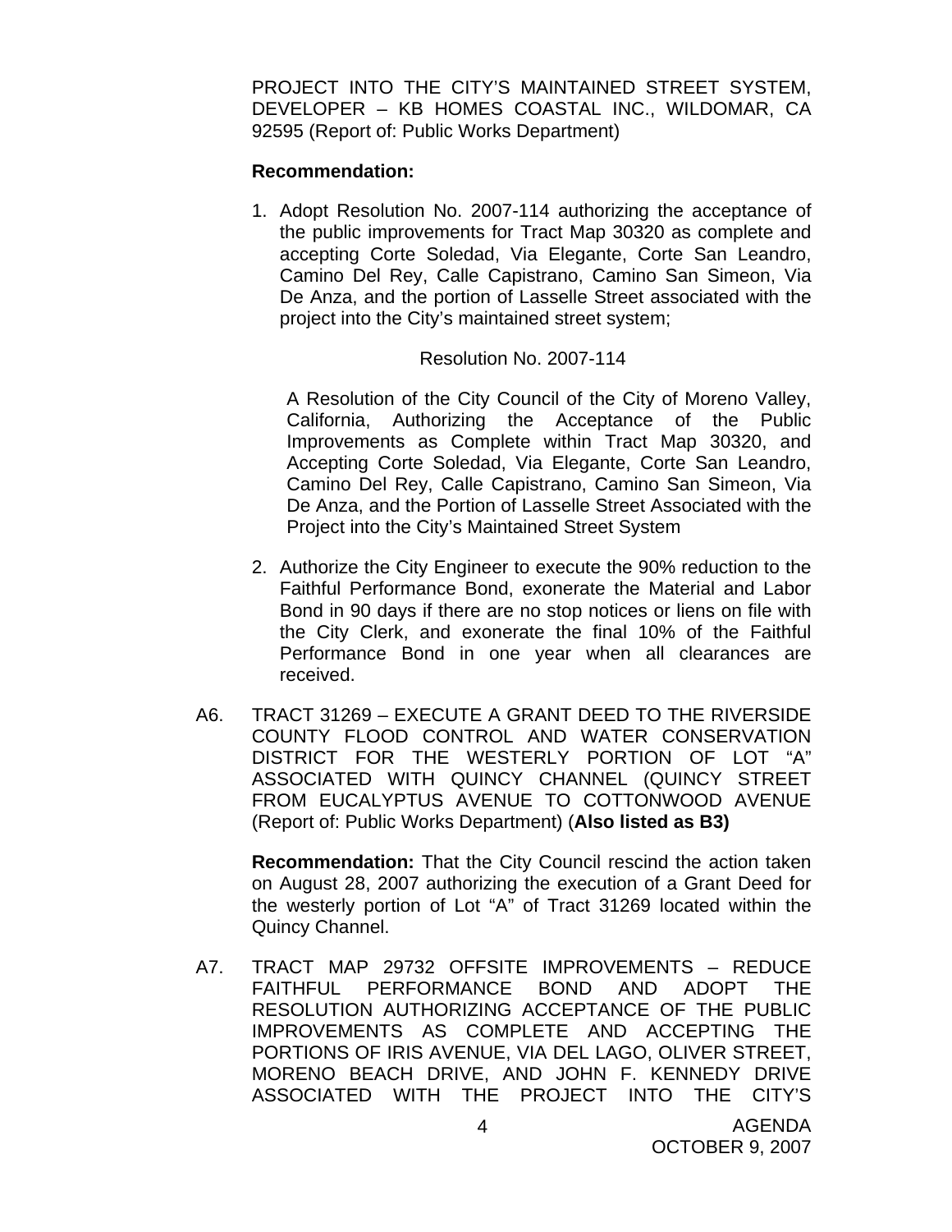PROJECT INTO THE CITY'S MAINTAINED STREET SYSTEM, DEVELOPER – KB HOMES COASTAL INC., WILDOMAR, CA 92595 (Report of: Public Works Department)

**Recommendation:**

1. Adopt Resolution No. 2007-114 authorizing the acceptance of the public improvements for Tract Map 30320 as complete and accepting Corte Soledad, Via Elegante, Corte San Leandro, Camino Del Rey, Calle Capistrano, Camino San Simeon, Via De Anza, and the portion of Lasselle Street associated with the project into the City's maintained street system;

   Resolution No. 2007-114

   A Resolution of the City Council of the City of Moreno Valley, California, Authorizing the Acceptance of the Public Improvements as Complete within Tract Map 30320, and Accepting Corte Soledad, Via Elegante, Corte San Leandro, Camino Del Rey, Calle Capistrano, Camino San Simeon, Via De Anza, and the Portion of Lasselle Street Associated with the Project into the City's Maintained Street System

2. Authorize the City Engineer to execute the 90% reduction to the Faithful Performance Bond, exonerate the Material and Labor Bond in 90 days if there are no stop notices or liens on file with the City Clerk, and exonerate the final 10% of the Faithful Performance Bond in one year when all clearances are received.

A6. TRACT 31269 – EXECUTE A GRANT DEED TO THE RIVERSIDE COUNTY FLOOD CONTROL AND WATER CONSERVATION DISTRICT FOR THE WESTERLY PORTION OF LOT "A" ASSOCIATED WITH QUINCY CHANNEL (QUINCY STREET FROM EUCALYPTUS AVENUE TO COTTONWOOD AVENUE (Report of: Public Works Department) (**Also listed as B3)**

**Recommendation:** That the City Council rescind the action taken on August 28, 2007 authorizing the execution of a Grant Deed for the westerly portion of Lot "A" of Tract 31269 located within the Quincy Channel.

A7. TRACT MAP 29732 OFFSITE IMPROVEMENTS – REDUCE FAITHFUL PERFORMANCE BOND AND ADOPT THE RESOLUTION AUTHORIZING ACCEPTANCE OF THE PUBLIC IMPROVEMENTS AS COMPLETE AND ACCEPTING THE PORTIONS OF IRIS AVENUE, VIA DEL LAGO, OLIVER STREET, MORENO BEACH DRIVE, AND JOHN F. KENNEDY DRIVE ASSOCIATED WITH THE PROJECT INTO THE CITY'S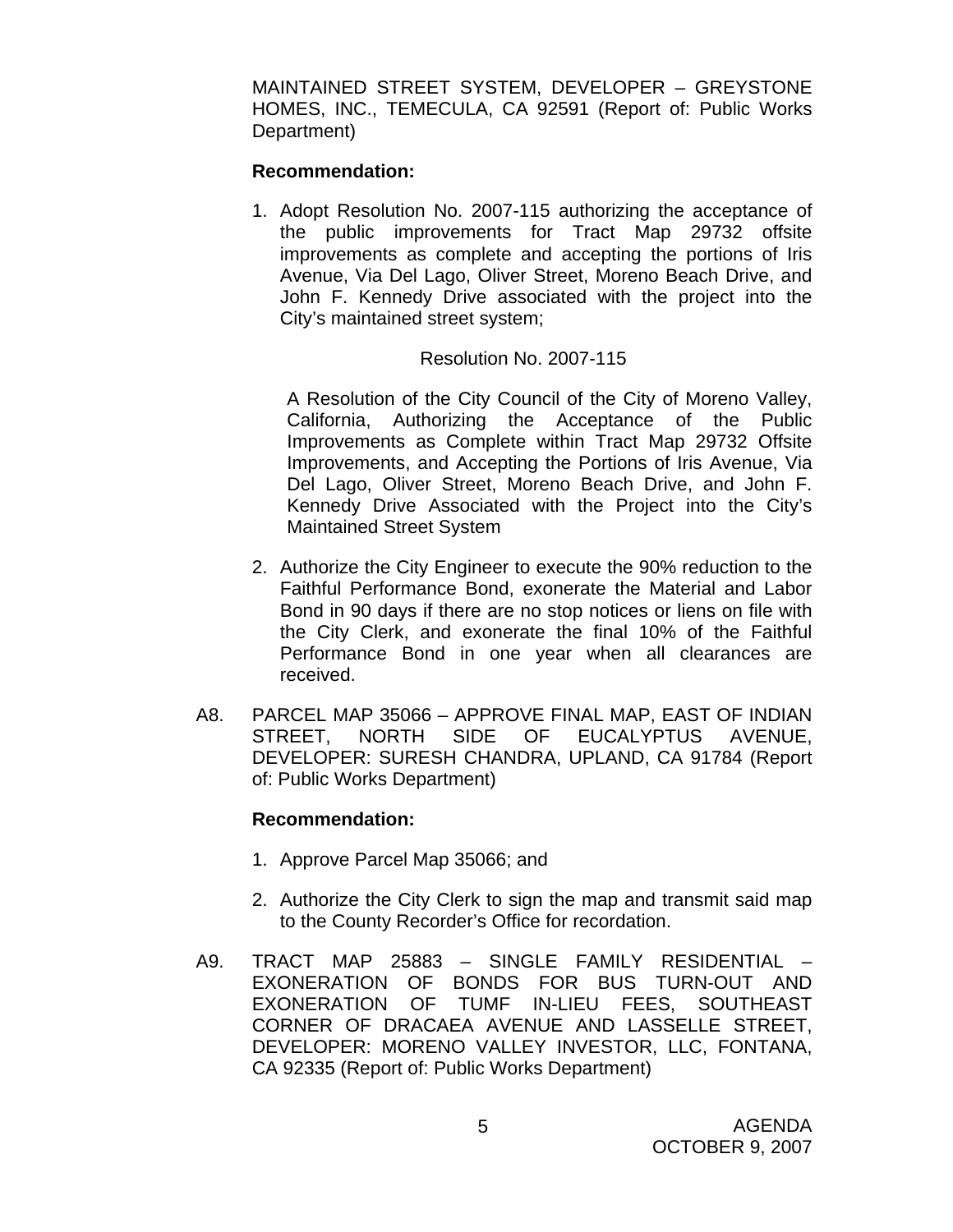MAINTAINED STREET SYSTEM, DEVELOPER – GREYSTONE HOMES, INC., TEMECULA, CA 92591 (Report of: Public Works Department)

**Recommendation:**

1. Adopt Resolution No. 2007-115 authorizing the acceptance of the public improvements for Tract Map 29732 offsite improvements as complete and accepting the portions of Iris Avenue, Via Del Lago, Oliver Street, Moreno Beach Drive, and John F. Kennedy Drive associated with the project into the City's maintained street system;

   Resolution No. 2007-115

   A Resolution of the City Council of the City of Moreno Valley, California, Authorizing the Acceptance of the Public Improvements as Complete within Tract Map 29732 Offsite Improvements, and Accepting the Portions of Iris Avenue, Via Del Lago, Oliver Street, Moreno Beach Drive, and John F. Kennedy Drive Associated with the Project into the City's Maintained Street System

2. Authorize the City Engineer to execute the 90% reduction to the Faithful Performance Bond, exonerate the Material and Labor Bond in 90 days if there are no stop notices or liens on file with the City Clerk, and exonerate the final 10% of the Faithful Performance Bond in one year when all clearances are received.

A8. PARCEL MAP 35066 – APPROVE FINAL MAP, EAST OF INDIAN STREET, NORTH SIDE OF EUCALYPTUS AVENUE, DEVELOPER: SURESH CHANDRA, UPLAND, CA 91784 (Report of: Public Works Department)

**Recommendation:**

1. Approve Parcel Map 35066; and
2. Authorize the City Clerk to sign the map and transmit said map to the County Recorder's Office for recordation.

A9. TRACT MAP 25883 – SINGLE FAMILY RESIDENTIAL – EXONERATION OF BONDS FOR BUS TURN-OUT AND EXONERATION OF TUMF IN-LIEU FEES, SOUTHEAST CORNER OF DRACAEA AVENUE AND LASSELLE STREET, DEVELOPER: MORENO VALLEY INVESTOR, LLC, FONTANA, CA 92335 (Report of: Public Works Department)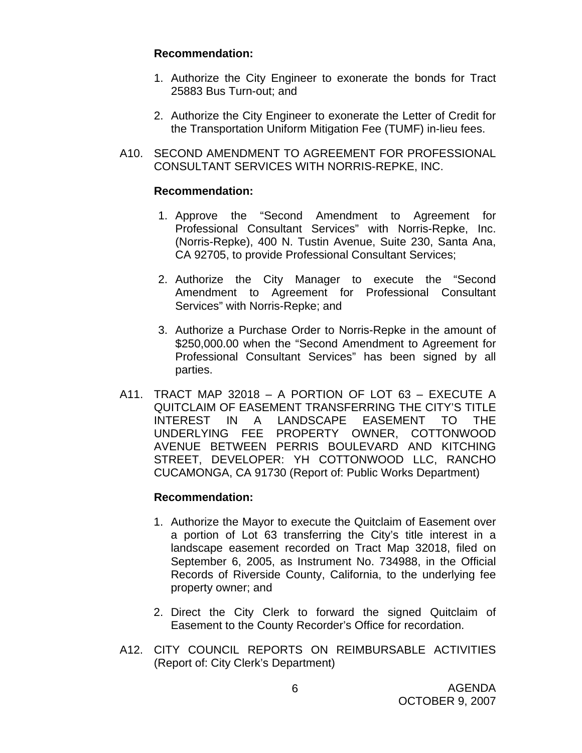**Recommendation:**

1. Authorize the City Engineer to exonerate the bonds for Tract 25883 Bus Turn-out; and

2. Authorize the City Engineer to exonerate the Letter of Credit for the Transportation Uniform Mitigation Fee (TUMF) in-lieu fees.

A10. SECOND AMENDMENT TO AGREEMENT FOR PROFESSIONAL CONSULTANT SERVICES WITH NORRIS-REPKE, INC.

**Recommendation:**

1. Approve the "Second Amendment to Agreement for Professional Consultant Services" with Norris-Repke, Inc. (Norris-Repke), 400 N. Tustin Avenue, Suite 230, Santa Ana, CA 92705, to provide Professional Consultant Services;

2. Authorize the City Manager to execute the "Second Amendment to Agreement for Professional Consultant Services" with Norris-Repke; and

3. Authorize a Purchase Order to Norris-Repke in the amount of $250,000.00 when the "Second Amendment to Agreement for Professional Consultant Services" has been signed by all parties.

A11. TRACT MAP 32018 – A PORTION OF LOT 63 – EXECUTE A QUITCLAIM OF EASEMENT TRANSFERRING THE CITY'S TITLE INTEREST IN A LANDSCAPE EASEMENT TO THE UNDERLYING FEE PROPERTY OWNER, COTTONWOOD AVENUE BETWEEN PERRIS BOULEVARD AND KITCHING STREET, DEVELOPER: YH COTTONWOOD LLC, RANCHO CUCAMONGA, CA 91730 (Report of: Public Works Department)

**Recommendation:**

1. Authorize the Mayor to execute the Quitclaim of Easement over a portion of Lot 63 transferring the City's title interest in a landscape easement recorded on Tract Map 32018, filed on September 6, 2005, as Instrument No. 734988, in the Official Records of Riverside County, California, to the underlying fee property owner; and

2. Direct the City Clerk to forward the signed Quitclaim of Easement to the County Recorder's Office for recordation.

A12. CITY COUNCIL REPORTS ON REIMBURSABLE ACTIVITIES (Report of: City Clerk's Department)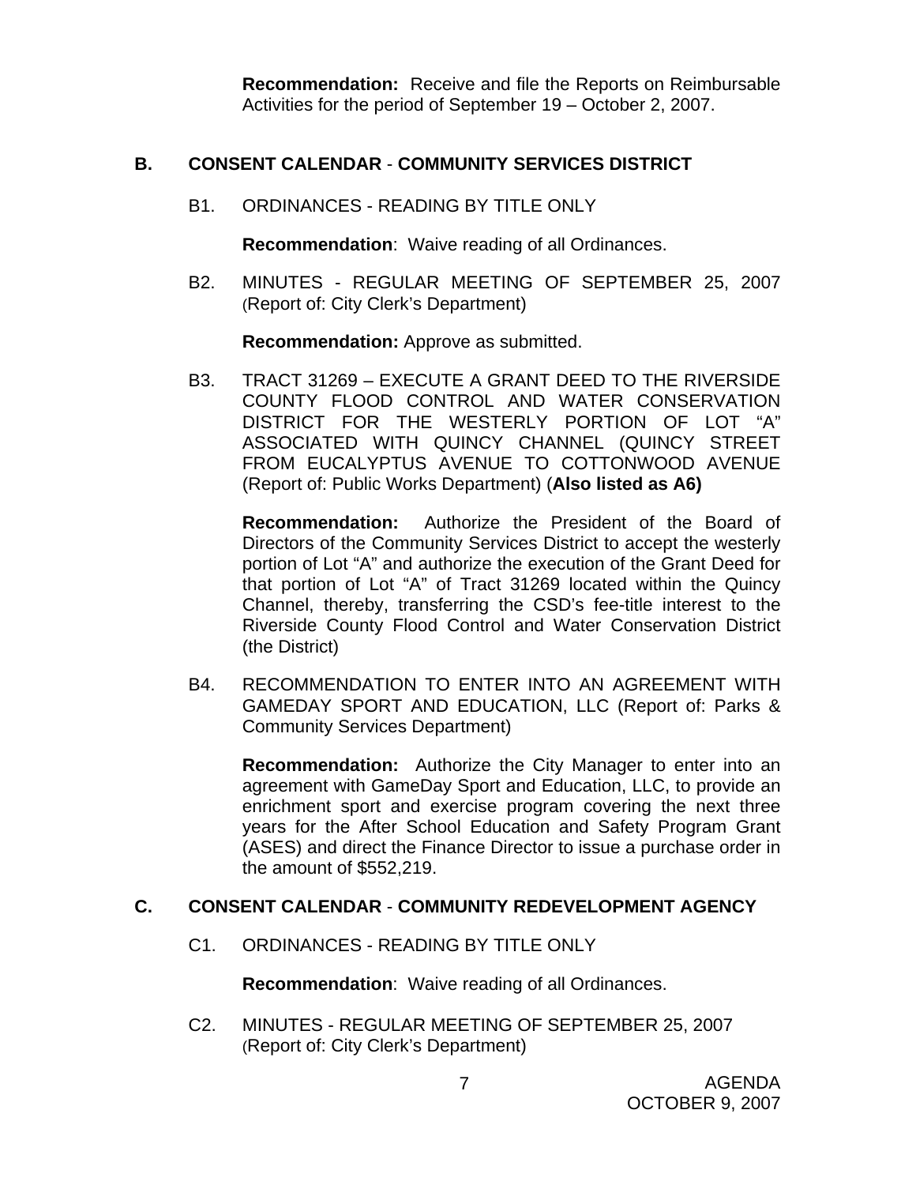**Recommendation:** Receive and file the Reports on Reimbursable Activities for the period of September 19 – October 2, 2007.

## B. CONSENT CALENDAR - COMMUNITY SERVICES DISTRICT

B1. ORDINANCES - READING BY TITLE ONLY

**Recommendation**: Waive reading of all Ordinances.

B2. MINUTES - REGULAR MEETING OF SEPTEMBER 25, 2007 (Report of: City Clerk's Department)

**Recommendation:** Approve as submitted.

B3. TRACT 31269 – EXECUTE A GRANT DEED TO THE RIVERSIDE COUNTY FLOOD CONTROL AND WATER CONSERVATION DISTRICT FOR THE WESTERLY PORTION OF LOT "A" ASSOCIATED WITH QUINCY CHANNEL (QUINCY STREET FROM EUCALYPTUS AVENUE TO COTTONWOOD AVENUE (Report of: Public Works Department) (**Also listed as A6)**

**Recommendation:** Authorize the President of the Board of Directors of the Community Services District to accept the westerly portion of Lot "A" and authorize the execution of the Grant Deed for that portion of Lot "A" of Tract 31269 located within the Quincy Channel, thereby, transferring the CSD's fee-title interest to the Riverside County Flood Control and Water Conservation District (the District)

B4. RECOMMENDATION TO ENTER INTO AN AGREEMENT WITH GAMEDAY SPORT AND EDUCATION, LLC (Report of: Parks & Community Services Department)

**Recommendation:** Authorize the City Manager to enter into an agreement with GameDay Sport and Education, LLC, to provide an enrichment sport and exercise program covering the next three years for the After School Education and Safety Program Grant (ASES) and direct the Finance Director to issue a purchase order in the amount of $552,219.

## C. CONSENT CALENDAR - COMMUNITY REDEVELOPMENT AGENCY

C1. ORDINANCES - READING BY TITLE ONLY

**Recommendation**: Waive reading of all Ordinances.

C2. MINUTES - REGULAR MEETING OF SEPTEMBER 25, 2007 (Report of: City Clerk's Department)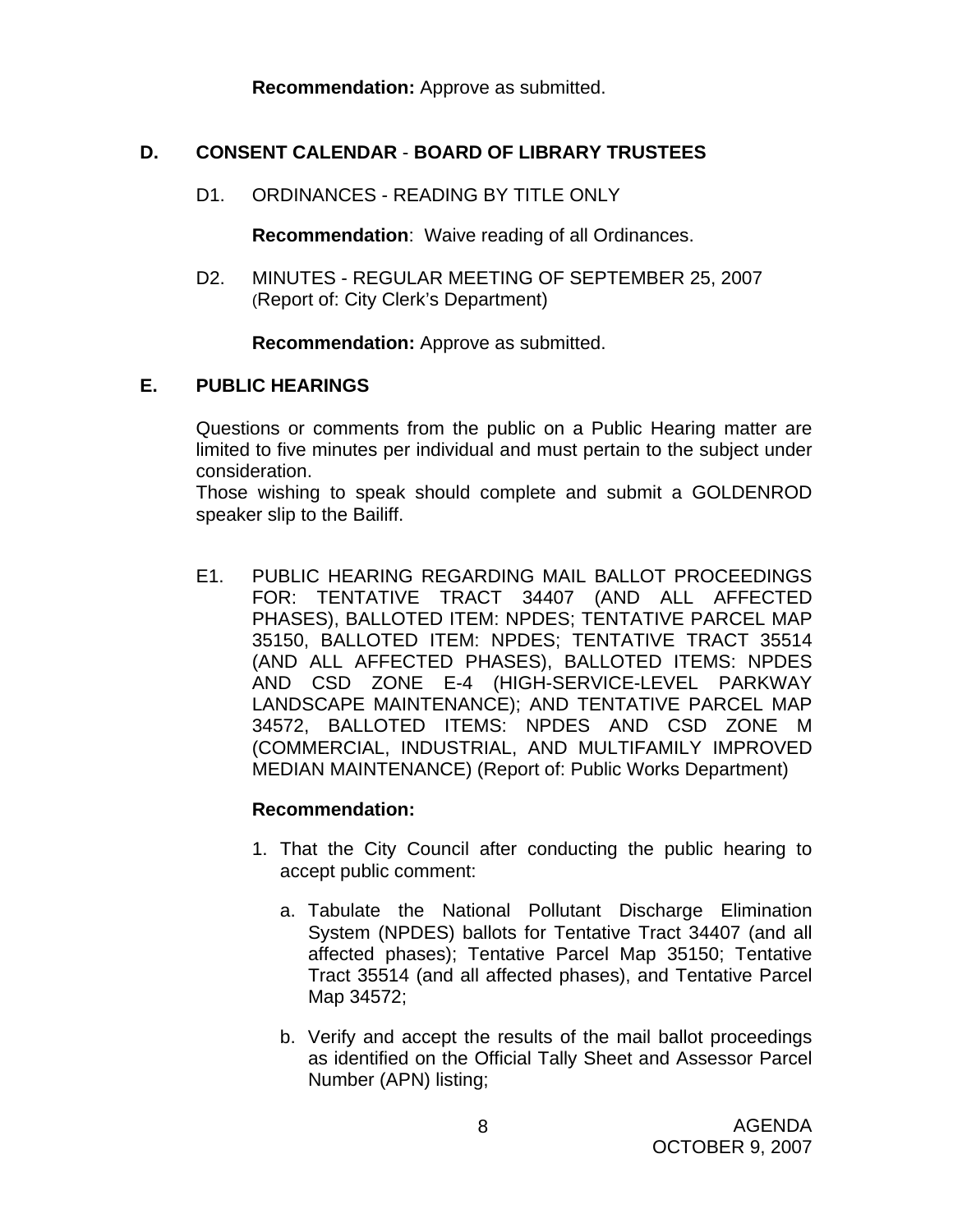**Recommendation:** Approve as submitted.

## D. CONSENT CALENDAR - BOARD OF LIBRARY TRUSTEES

D1. ORDINANCES - READING BY TITLE ONLY

**Recommendation**: Waive reading of all Ordinances.

D2. MINUTES - REGULAR MEETING OF SEPTEMBER 25, 2007 (Report of: City Clerk's Department)

**Recommendation:** Approve as submitted.

## E. PUBLIC HEARINGS

Questions or comments from the public on a Public Hearing matter are limited to five minutes per individual and must pertain to the subject under consideration.
Those wishing to speak should complete and submit a GOLDENROD speaker slip to the Bailiff.

E1. PUBLIC HEARING REGARDING MAIL BALLOT PROCEEDINGS FOR: TENTATIVE TRACT 34407 (AND ALL AFFECTED PHASES), BALLOTED ITEM: NPDES; TENTATIVE PARCEL MAP 35150, BALLOTED ITEM: NPDES; TENTATIVE TRACT 35514 (AND ALL AFFECTED PHASES), BALLOTED ITEMS: NPDES AND CSD ZONE E-4 (HIGH-SERVICE-LEVEL PARKWAY LANDSCAPE MAINTENANCE); AND TENTATIVE PARCEL MAP 34572, BALLOTED ITEMS: NPDES AND CSD ZONE M (COMMERCIAL, INDUSTRIAL, AND MULTIFAMILY IMPROVED MEDIAN MAINTENANCE) (Report of: Public Works Department)

**Recommendation:**

1. That the City Council after conducting the public hearing to accept public comment:

   a. Tabulate the National Pollutant Discharge Elimination System (NPDES) ballots for Tentative Tract 34407 (and all affected phases); Tentative Parcel Map 35150; Tentative Tract 35514 (and all affected phases), and Tentative Parcel Map 34572;

   b. Verify and accept the results of the mail ballot proceedings as identified on the Official Tally Sheet and Assessor Parcel Number (APN) listing;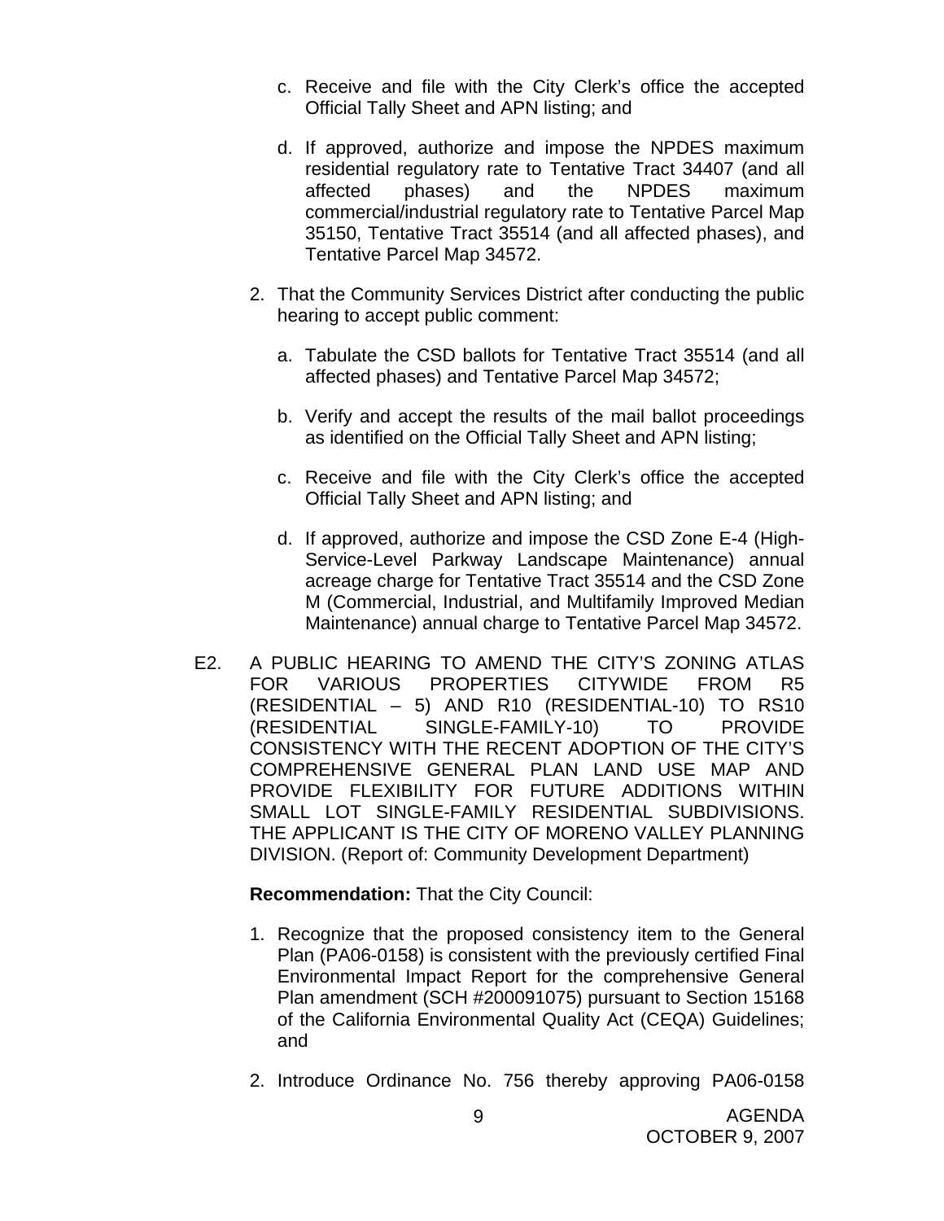c. Receive and file with the City Clerk's office the accepted Official Tally Sheet and APN listing; and

   d. If approved, authorize and impose the NPDES maximum residential regulatory rate to Tentative Tract 34407 (and all affected phases) and the NPDES maximum commercial/industrial regulatory rate to Tentative Parcel Map 35150, Tentative Tract 35514 (and all affected phases), and Tentative Parcel Map 34572.

2. That the Community Services District after conducting the public hearing to accept public comment:

   a. Tabulate the CSD ballots for Tentative Tract 35514 (and all affected phases) and Tentative Parcel Map 34572;

   b. Verify and accept the results of the mail ballot proceedings as identified on the Official Tally Sheet and APN listing;

   c. Receive and file with the City Clerk's office the accepted Official Tally Sheet and APN listing; and

   d. If approved, authorize and impose the CSD Zone E-4 (High-Service-Level Parkway Landscape Maintenance) annual acreage charge for Tentative Tract 35514 and the CSD Zone M (Commercial, Industrial, and Multifamily Improved Median Maintenance) annual charge to Tentative Parcel Map 34572.

E2. A PUBLIC HEARING TO AMEND THE CITY'S ZONING ATLAS FOR VARIOUS PROPERTIES CITYWIDE FROM R5 (RESIDENTIAL – 5) AND R10 (RESIDENTIAL-10) TO RS10 (RESIDENTIAL SINGLE-FAMILY-10) TO PROVIDE CONSISTENCY WITH THE RECENT ADOPTION OF THE CITY'S COMPREHENSIVE GENERAL PLAN LAND USE MAP AND PROVIDE FLEXIBILITY FOR FUTURE ADDITIONS WITHIN SMALL LOT SINGLE-FAMILY RESIDENTIAL SUBDIVISIONS. THE APPLICANT IS THE CITY OF MORENO VALLEY PLANNING DIVISION. (Report of: Community Development Department)

**Recommendation:** That the City Council:

1. Recognize that the proposed consistency item to the General Plan (PA06-0158) is consistent with the previously certified Final Environmental Impact Report for the comprehensive General Plan amendment (SCH #200091075) pursuant to Section 15168 of the California Environmental Quality Act (CEQA) Guidelines; and

2. Introduce Ordinance No. 756 thereby approving PA06-0158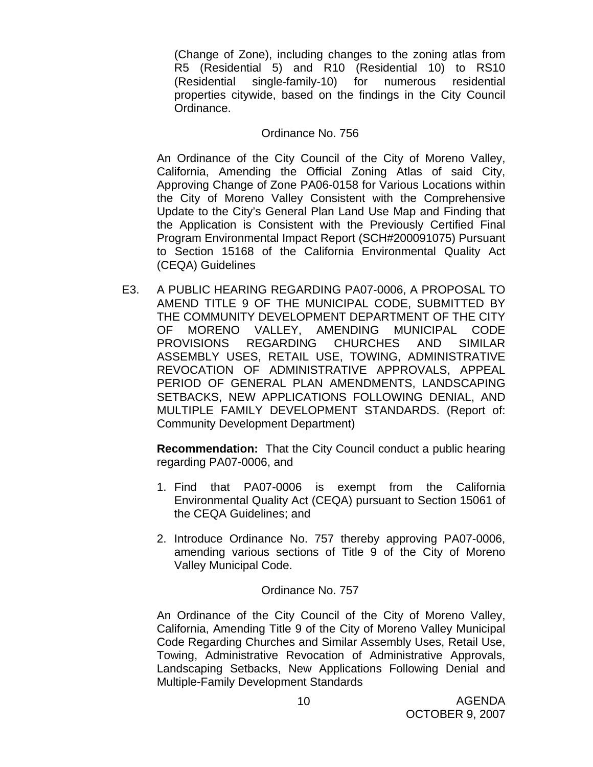(Change of Zone), including changes to the zoning atlas from R5 (Residential 5) and R10 (Residential 10) to RS10 (Residential single-family-10) for numerous residential properties citywide, based on the findings in the City Council Ordinance.

Ordinance No. 756

An Ordinance of the City Council of the City of Moreno Valley, California, Amending the Official Zoning Atlas of said City, Approving Change of Zone PA06-0158 for Various Locations within the City of Moreno Valley Consistent with the Comprehensive Update to the City's General Plan Land Use Map and Finding that the Application is Consistent with the Previously Certified Final Program Environmental Impact Report (SCH#200091075) Pursuant to Section 15168 of the California Environmental Quality Act (CEQA) Guidelines

E3. A PUBLIC HEARING REGARDING PA07-0006, A PROPOSAL TO AMEND TITLE 9 OF THE MUNICIPAL CODE, SUBMITTED BY THE COMMUNITY DEVELOPMENT DEPARTMENT OF THE CITY OF MORENO VALLEY, AMENDING MUNICIPAL CODE PROVISIONS REGARDING CHURCHES AND SIMILAR ASSEMBLY USES, RETAIL USE, TOWING, ADMINISTRATIVE REVOCATION OF ADMINISTRATIVE APPROVALS, APPEAL PERIOD OF GENERAL PLAN AMENDMENTS, LANDSCAPING SETBACKS, NEW APPLICATIONS FOLLOWING DENIAL, AND MULTIPLE FAMILY DEVELOPMENT STANDARDS. (Report of: Community Development Department)

**Recommendation:** That the City Council conduct a public hearing regarding PA07-0006, and

1. Find that PA07-0006 is exempt from the California Environmental Quality Act (CEQA) pursuant to Section 15061 of the CEQA Guidelines; and
2. Introduce Ordinance No. 757 thereby approving PA07-0006, amending various sections of Title 9 of the City of Moreno Valley Municipal Code.

Ordinance No. 757

An Ordinance of the City Council of the City of Moreno Valley, California, Amending Title 9 of the City of Moreno Valley Municipal Code Regarding Churches and Similar Assembly Uses, Retail Use, Towing, Administrative Revocation of Administrative Approvals, Landscaping Setbacks, New Applications Following Denial and Multiple-Family Development Standards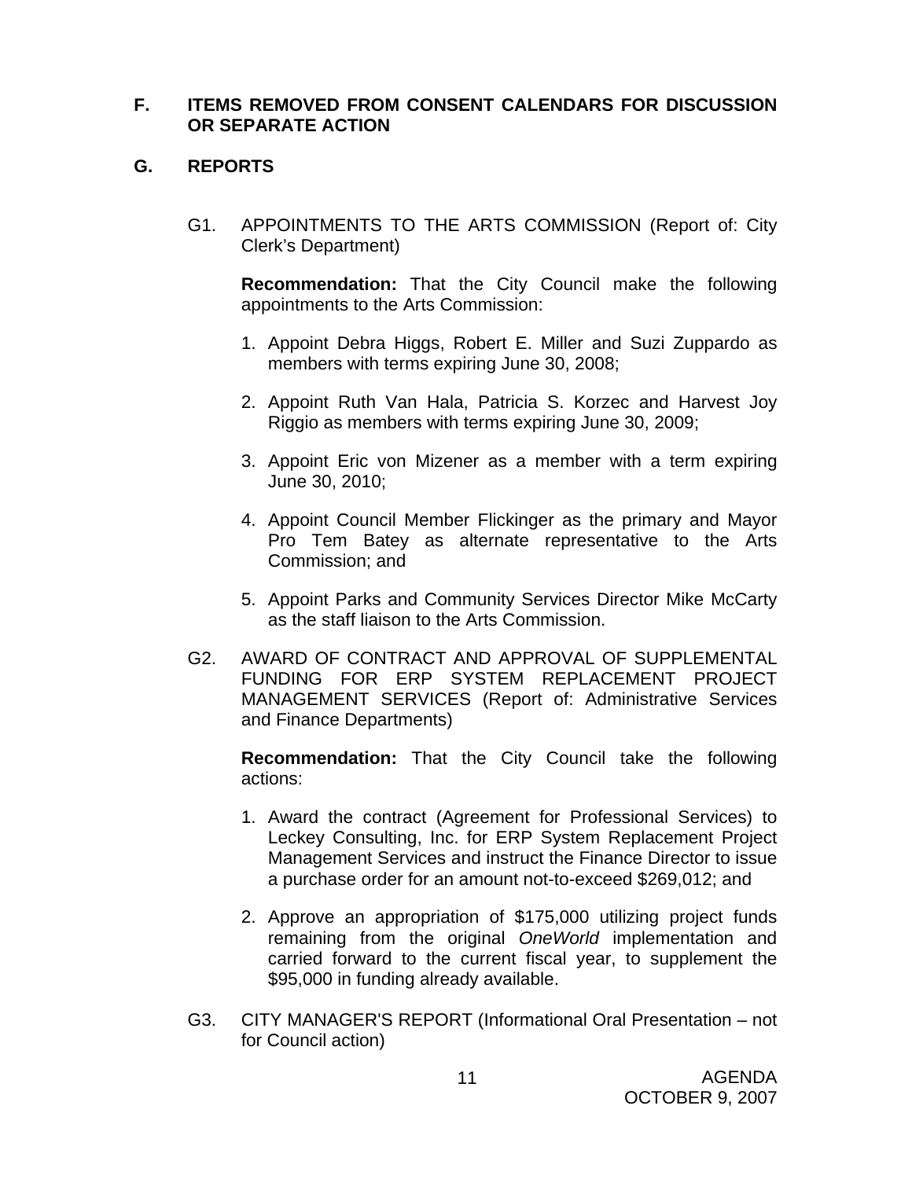## F. ITEMS REMOVED FROM CONSENT CALENDARS FOR DISCUSSION OR SEPARATE ACTION

## G. REPORTS

G1. APPOINTMENTS TO THE ARTS COMMISSION (Report of: City Clerk's Department)

**Recommendation:** That the City Council make the following appointments to the Arts Commission:

1. Appoint Debra Higgs, Robert E. Miller and Suzi Zuppardo as members with terms expiring June 30, 2008;

2. Appoint Ruth Van Hala, Patricia S. Korzec and Harvest Joy Riggio as members with terms expiring June 30, 2009;

3. Appoint Eric von Mizener as a member with a term expiring June 30, 2010;

4. Appoint Council Member Flickinger as the primary and Mayor Pro Tem Batey as alternate representative to the Arts Commission; and

5. Appoint Parks and Community Services Director Mike McCarty as the staff liaison to the Arts Commission.

G2. AWARD OF CONTRACT AND APPROVAL OF SUPPLEMENTAL FUNDING FOR ERP SYSTEM REPLACEMENT PROJECT MANAGEMENT SERVICES (Report of: Administrative Services and Finance Departments)

**Recommendation:** That the City Council take the following actions:

1. Award the contract (Agreement for Professional Services) to Leckey Consulting, Inc. for ERP System Replacement Project Management Services and instruct the Finance Director to issue a purchase order for an amount not-to-exceed $269,012; and

2. Approve an appropriation of $175,000 utilizing project funds remaining from the original *OneWorld* implementation and carried forward to the current fiscal year, to supplement the $95,000 in funding already available.

G3. CITY MANAGER'S REPORT (Informational Oral Presentation – not for Council action)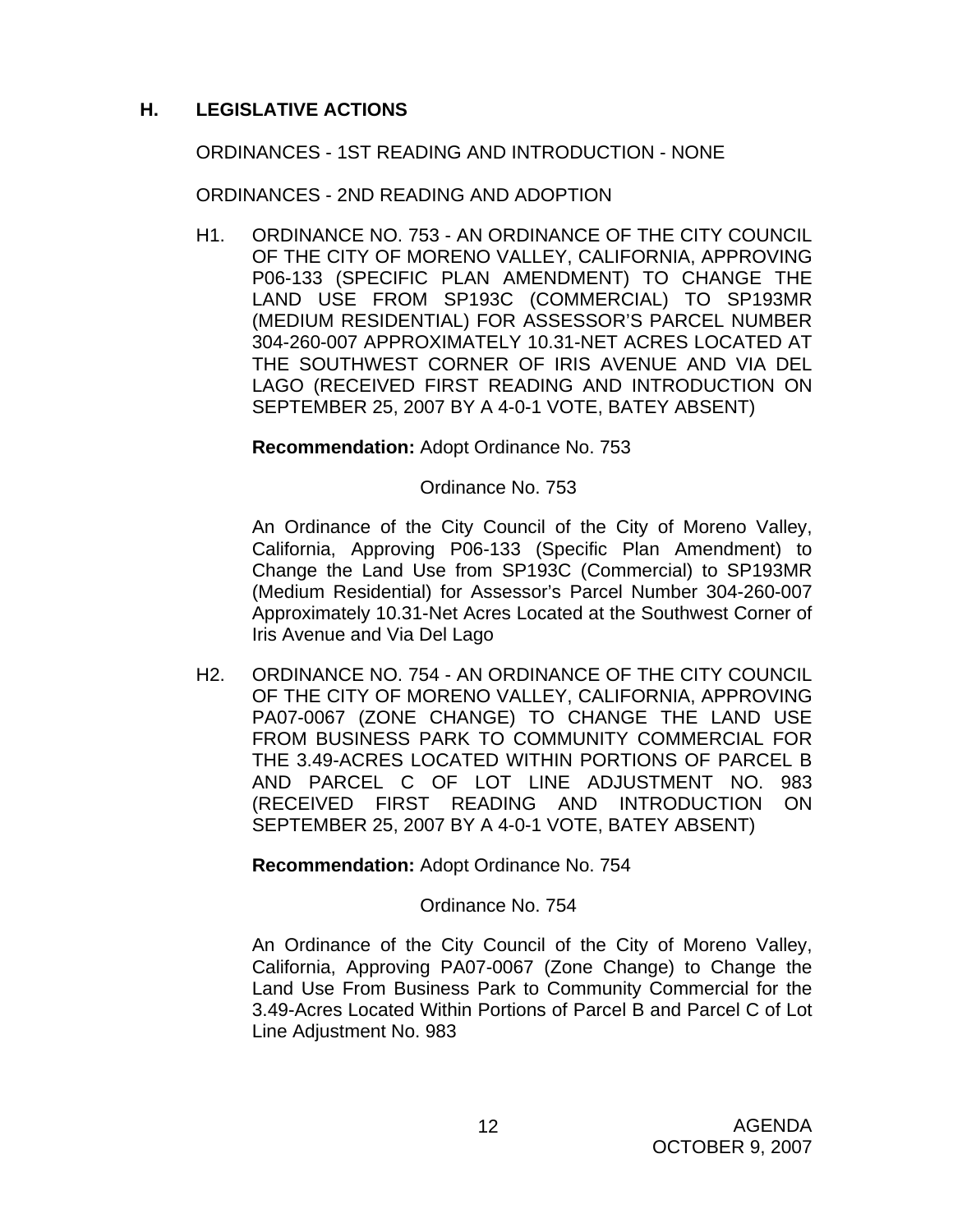## H. LEGISLATIVE ACTIONS

ORDINANCES - 1ST READING AND INTRODUCTION - NONE

ORDINANCES - 2ND READING AND ADOPTION

H1. ORDINANCE NO. 753 - AN ORDINANCE OF THE CITY COUNCIL OF THE CITY OF MORENO VALLEY, CALIFORNIA, APPROVING P06-133 (SPECIFIC PLAN AMENDMENT) TO CHANGE THE LAND USE FROM SP193C (COMMERCIAL) TO SP193MR (MEDIUM RESIDENTIAL) FOR ASSESSOR'S PARCEL NUMBER 304-260-007 APPROXIMATELY 10.31-NET ACRES LOCATED AT THE SOUTHWEST CORNER OF IRIS AVENUE AND VIA DEL LAGO (RECEIVED FIRST READING AND INTRODUCTION ON SEPTEMBER 25, 2007 BY A 4-0-1 VOTE, BATEY ABSENT)

**Recommendation:** Adopt Ordinance No. 753

Ordinance No. 753

An Ordinance of the City Council of the City of Moreno Valley, California, Approving P06-133 (Specific Plan Amendment) to Change the Land Use from SP193C (Commercial) to SP193MR (Medium Residential) for Assessor's Parcel Number 304-260-007 Approximately 10.31-Net Acres Located at the Southwest Corner of Iris Avenue and Via Del Lago

H2. ORDINANCE NO. 754 - AN ORDINANCE OF THE CITY COUNCIL OF THE CITY OF MORENO VALLEY, CALIFORNIA, APPROVING PA07-0067 (ZONE CHANGE) TO CHANGE THE LAND USE FROM BUSINESS PARK TO COMMUNITY COMMERCIAL FOR THE 3.49-ACRES LOCATED WITHIN PORTIONS OF PARCEL B AND PARCEL C OF LOT LINE ADJUSTMENT NO. 983 (RECEIVED FIRST READING AND INTRODUCTION ON SEPTEMBER 25, 2007 BY A 4-0-1 VOTE, BATEY ABSENT)

**Recommendation:** Adopt Ordinance No. 754

Ordinance No. 754

An Ordinance of the City Council of the City of Moreno Valley, California, Approving PA07-0067 (Zone Change) to Change the Land Use From Business Park to Community Commercial for the 3.49-Acres Located Within Portions of Parcel B and Parcel C of Lot Line Adjustment No. 983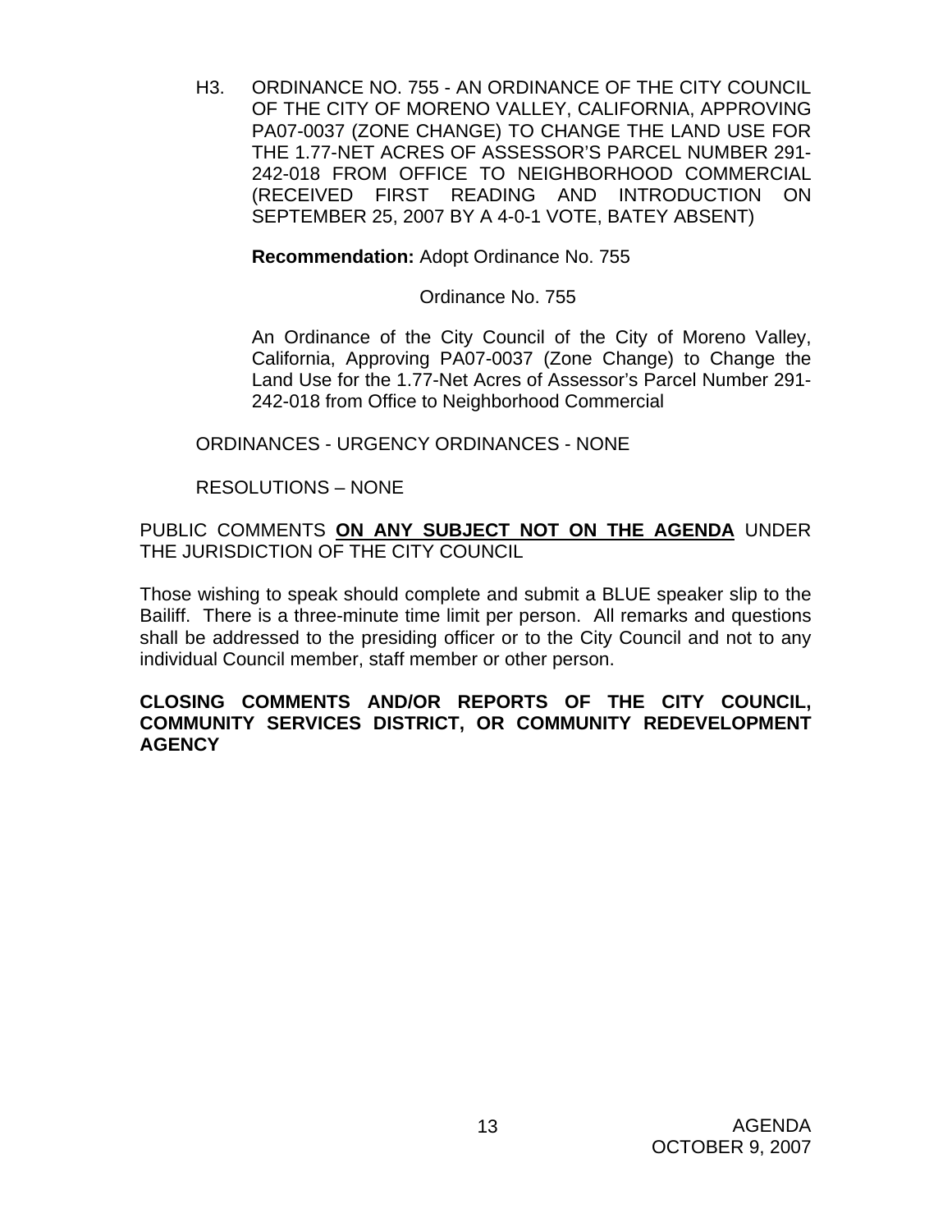H3. ORDINANCE NO. 755 - AN ORDINANCE OF THE CITY COUNCIL OF THE CITY OF MORENO VALLEY, CALIFORNIA, APPROVING PA07-0037 (ZONE CHANGE) TO CHANGE THE LAND USE FOR THE 1.77-NET ACRES OF ASSESSOR'S PARCEL NUMBER 291-242-018 FROM OFFICE TO NEIGHBORHOOD COMMERCIAL (RECEIVED FIRST READING AND INTRODUCTION ON SEPTEMBER 25, 2007 BY A 4-0-1 VOTE, BATEY ABSENT)

**Recommendation:** Adopt Ordinance No. 755

Ordinance No. 755

An Ordinance of the City Council of the City of Moreno Valley, California, Approving PA07-0037 (Zone Change) to Change the Land Use for the 1.77-Net Acres of Assessor's Parcel Number 291-242-018 from Office to Neighborhood Commercial

ORDINANCES - URGENCY ORDINANCES - NONE

RESOLUTIONS – NONE

PUBLIC COMMENTS **ON ANY SUBJECT NOT ON THE AGENDA** UNDER THE JURISDICTION OF THE CITY COUNCIL

Those wishing to speak should complete and submit a BLUE speaker slip to the Bailiff. There is a three-minute time limit per person. All remarks and questions shall be addressed to the presiding officer or to the City Council and not to any individual Council member, staff member or other person.

**CLOSING COMMENTS AND/OR REPORTS OF THE CITY COUNCIL, COMMUNITY SERVICES DISTRICT, OR COMMUNITY REDEVELOPMENT AGENCY**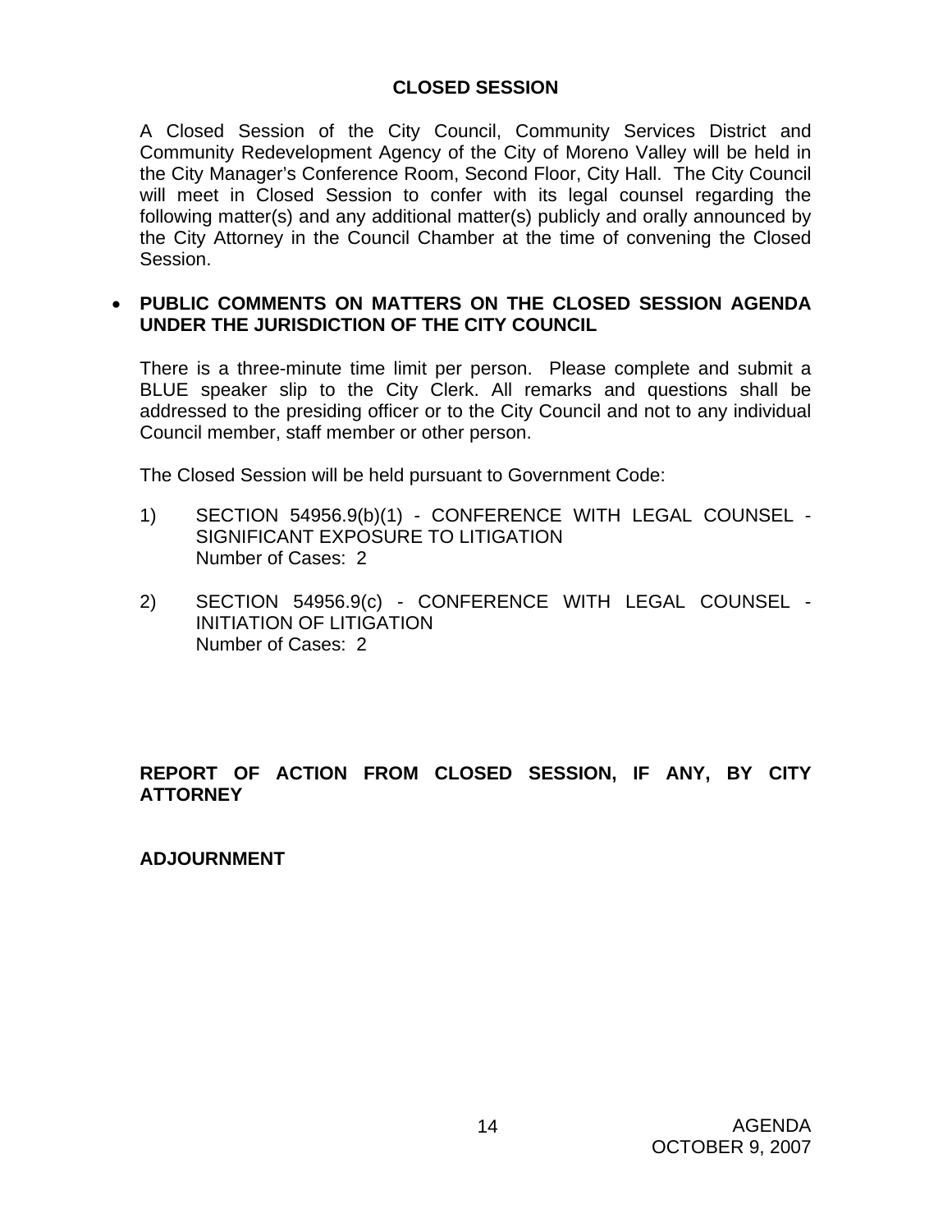## CLOSED SESSION

A Closed Session of the City Council, Community Services District and Community Redevelopment Agency of the City of Moreno Valley will be held in the City Manager's Conference Room, Second Floor, City Hall. The City Council will meet in Closed Session to confer with its legal counsel regarding the following matter(s) and any additional matter(s) publicly and orally announced by the City Attorney in the Council Chamber at the time of convening the Closed Session.

- **PUBLIC COMMENTS ON MATTERS ON THE CLOSED SESSION AGENDA UNDER THE JURISDICTION OF THE CITY COUNCIL**

There is a three-minute time limit per person. Please complete and submit a BLUE speaker slip to the City Clerk. All remarks and questions shall be addressed to the presiding officer or to the City Council and not to any individual Council member, staff member or other person.

The Closed Session will be held pursuant to Government Code:

1) SECTION 54956.9(b)(1) - CONFERENCE WITH LEGAL COUNSEL - SIGNIFICANT EXPOSURE TO LITIGATION
   Number of Cases: 2

2) SECTION 54956.9(c) - CONFERENCE WITH LEGAL COUNSEL - INITIATION OF LITIGATION
   Number of Cases: 2

**REPORT OF ACTION FROM CLOSED SESSION, IF ANY, BY CITY ATTORNEY**

**ADJOURNMENT**